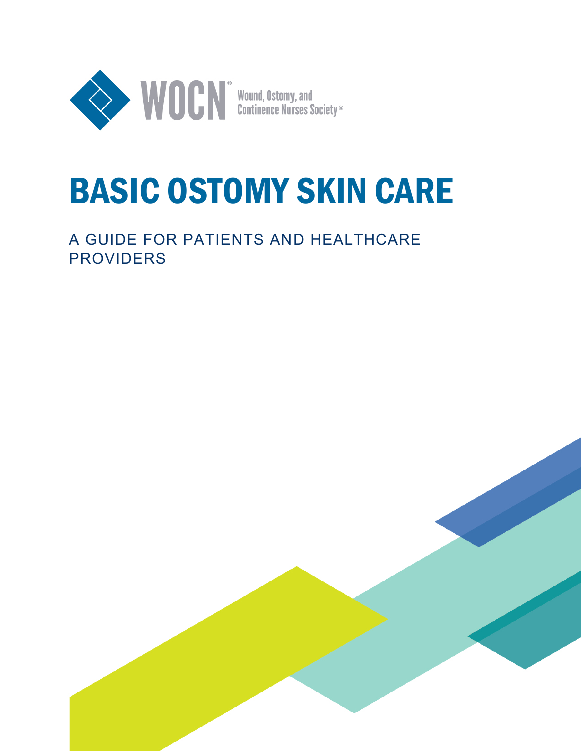WOCN® Wound, Ostomy, and Continence Nurses Society®

# BASIC OSTOMY SKIN CARE

## A GUIDE FOR PATIENTS AND HEALTHCARE PROVIDERS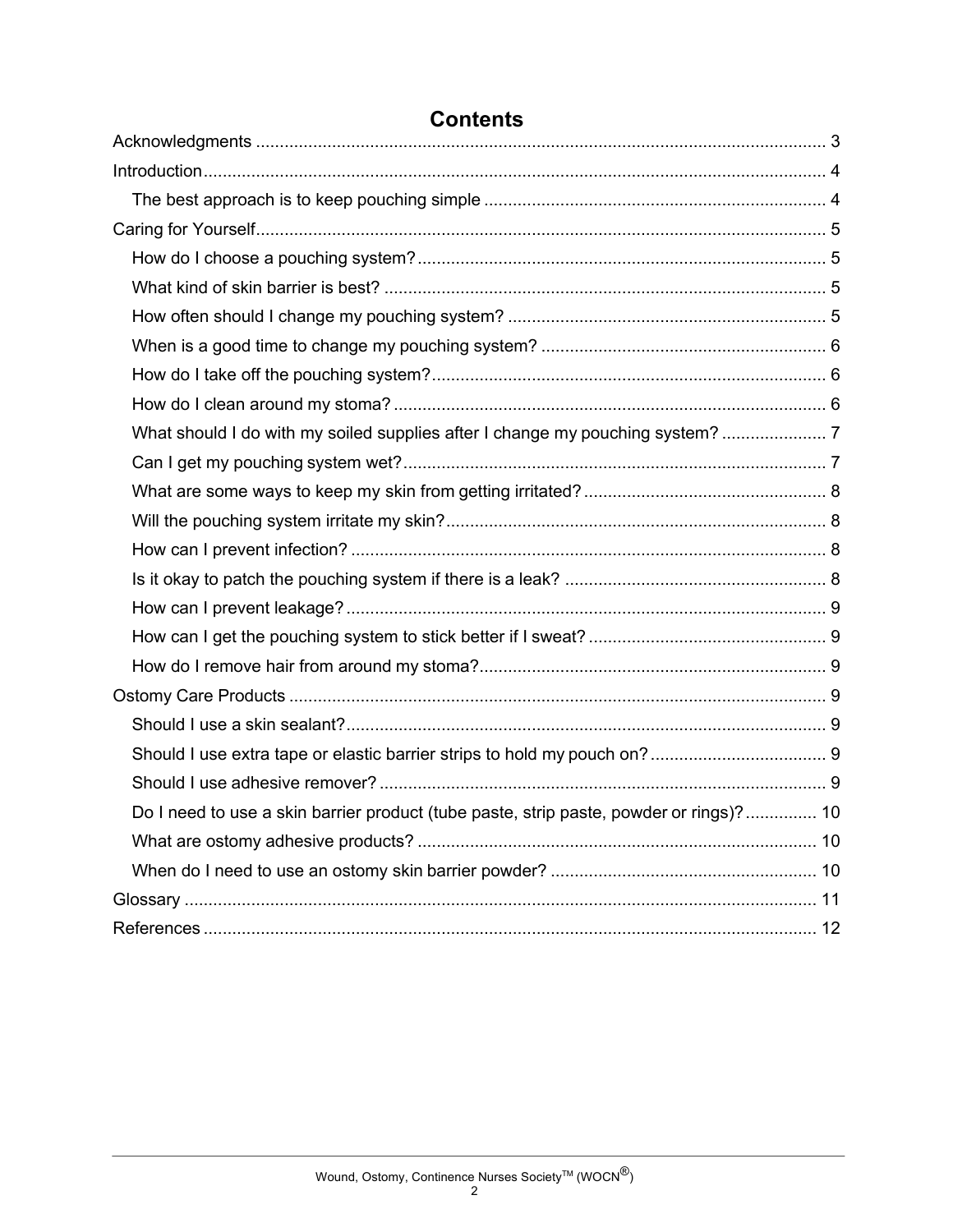# Contents

- Acknowledgments ... 3
- Introduction ... 4
  - The best approach is to keep pouching simple ... 4
- Caring for Yourself ... 5
  - How do I choose a pouching system? ... 5
  - What kind of skin barrier is best? ... 5
  - How often should I change my pouching system? ... 5
  - When is a good time to change my pouching system? ... 6
  - How do I take off the pouching system? ... 6
  - How do I clean around my stoma? ... 6
  - What should I do with my soiled supplies after I change my pouching system? ... 7
  - Can I get my pouching system wet? ... 7
  - What are some ways to keep my skin from getting irritated? ... 8
  - Will the pouching system irritate my skin? ... 8
  - How can I prevent infection? ... 8
  - Is it okay to patch the pouching system if there is a leak? ... 8
  - How can I prevent leakage? ... 9
  - How can I get the pouching system to stick better if I sweat? ... 9
  - How do I remove hair from around my stoma? ... 9
- Ostomy Care Products ... 9
  - Should I use a skin sealant? ... 9
  - Should I use extra tape or elastic barrier strips to hold my pouch on? ... 9
  - Should I use adhesive remover? ... 9
  - Do I need to use a skin barrier product (tube paste, strip paste, powder or rings)? ... 10
  - What are ostomy adhesive products? ... 10
  - When do I need to use an ostomy skin barrier powder? ... 10
- Glossary ... 11
- References ... 12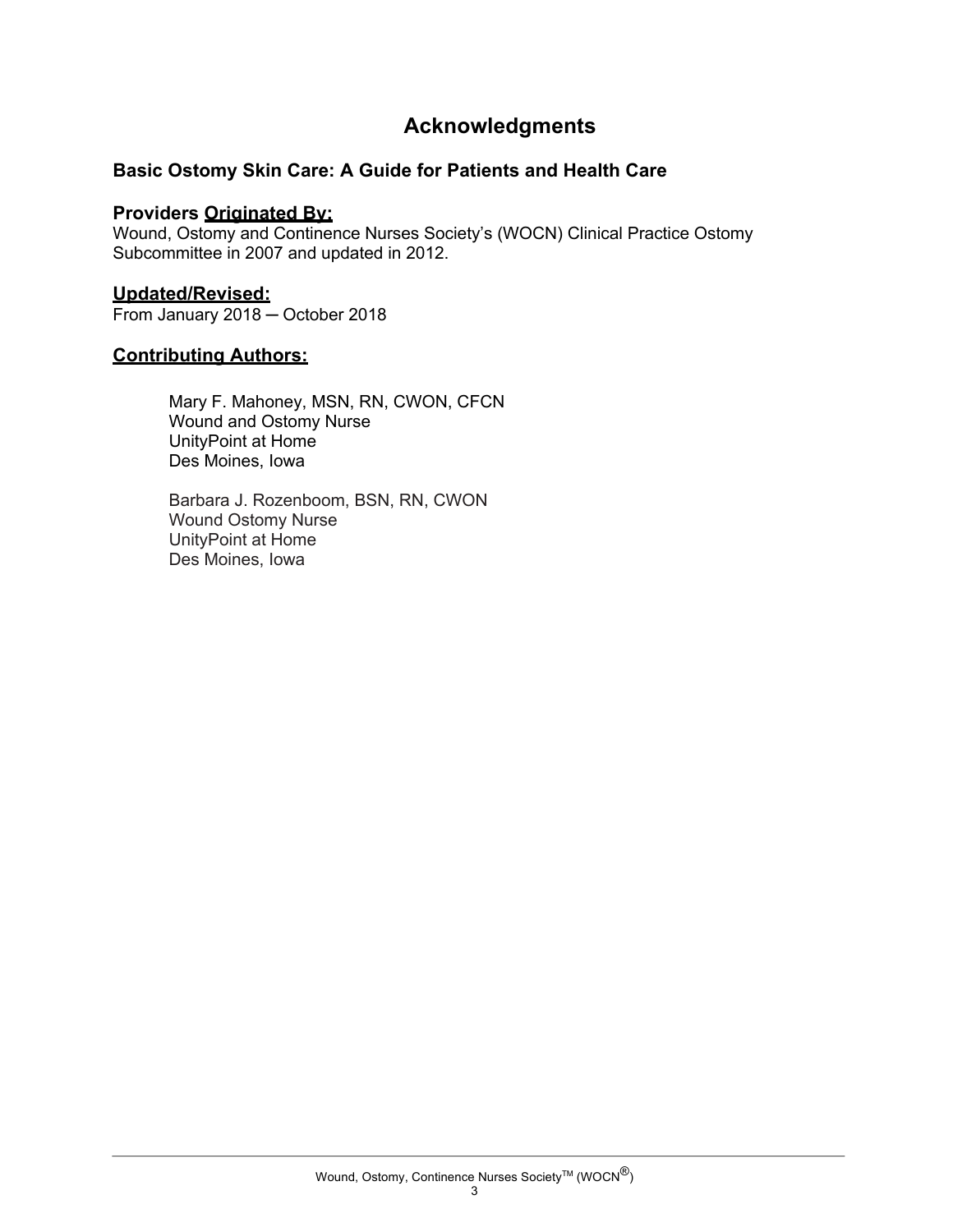# Acknowledgments

### Basic Ostomy Skin Care: A Guide for Patients and Health Care

### Providers <u>Originated By:</u>

Wound, Ostomy and Continence Nurses Society's (WOCN) Clinical Practice Ostomy Subcommittee in 2007 and updated in 2012.

### <u>Updated/Revised:</u>

From January 2018 ─ October 2018

### <u>Contributing Authors:</u>

Mary F. Mahoney, MSN, RN, CWON, CFCN
Wound and Ostomy Nurse
UnityPoint at Home
Des Moines, Iowa

Barbara J. Rozenboom, BSN, RN, CWON
Wound Ostomy Nurse
UnityPoint at Home
Des Moines, Iowa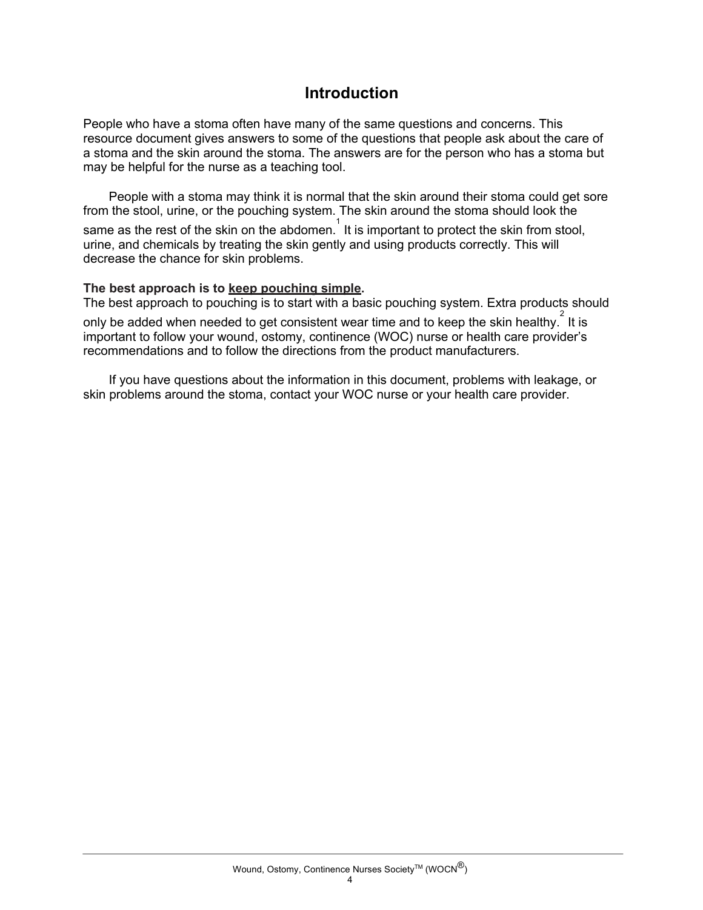# Introduction

People who have a stoma often have many of the same questions and concerns. This resource document gives answers to some of the questions that people ask about the care of a stoma and the skin around the stoma. The answers are for the person who has a stoma but may be helpful for the nurse as a teaching tool.

People with a stoma may think it is normal that the skin around their stoma could get sore from the stool, urine, or the pouching system. The skin around the stoma should look the same as the rest of the skin on the abdomen.[1] It is important to protect the skin from stool, urine, and chemicals by treating the skin gently and using products correctly. This will decrease the chance for skin problems.

**The best approach is to keep pouching simple.**
The best approach to pouching is to start with a basic pouching system. Extra products should only be added when needed to get consistent wear time and to keep the skin healthy.[2] It is important to follow your wound, ostomy, continence (WOC) nurse or health care provider's recommendations and to follow the directions from the product manufacturers.

If you have questions about the information in this document, problems with leakage, or skin problems around the stoma, contact your WOC nurse or your health care provider.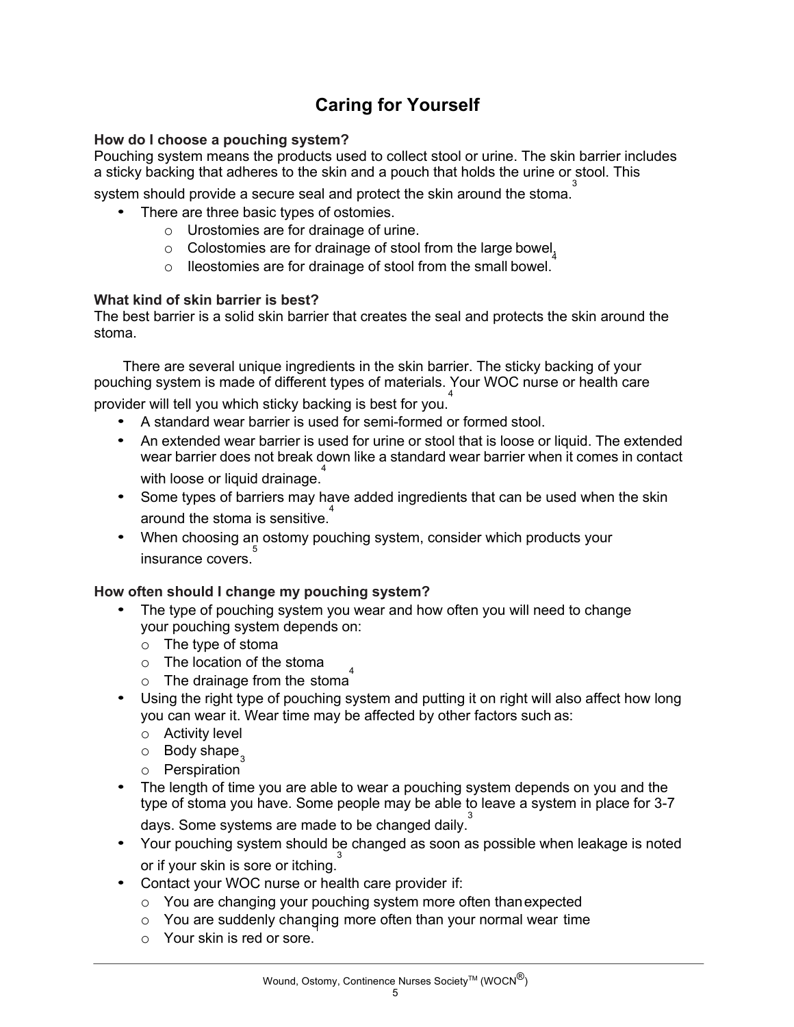# Caring for Yourself

**How do I choose a pouching system?**

Pouching system means the products used to collect stool or urine. The skin barrier includes a sticky backing that adheres to the skin and a pouch that holds the urine or stool. This system should provide a secure seal and protect the skin around the stoma.[3]

- There are three basic types of ostomies.
  - Urostomies are for drainage of urine.
  - Colostomies are for drainage of stool from the large bowel.[4]
  - Ileostomies are for drainage of stool from the small bowel.

**What kind of skin barrier is best?**

The best barrier is a solid skin barrier that creates the seal and protects the skin around the stoma.

There are several unique ingredients in the skin barrier. The sticky backing of your pouching system is made of different types of materials. Your WOC nurse or health care provider will tell you which sticky backing is best for you.[4]

- A standard wear barrier is used for semi-formed or formed stool.
- An extended wear barrier is used for urine or stool that is loose or liquid. The extended wear barrier does not break down like a standard wear barrier when it comes in contact with loose or liquid drainage.[4]
- Some types of barriers may have added ingredients that can be used when the skin around the stoma is sensitive.[4]
- When choosing an ostomy pouching system, consider which products your insurance covers.[5]

**How often should I change my pouching system?**

- The type of pouching system you wear and how often you will need to change your pouching system depends on:
  - The type of stoma
  - The location of the stoma
  - The drainage from the stoma[4]
- Using the right type of pouching system and putting it on right will also affect how long you can wear it. Wear time may be affected by other factors such as:
  - Activity level
  - Body shape[3]
  - Perspiration
- The length of time you are able to wear a pouching system depends on you and the type of stoma you have. Some people may be able to leave a system in place for 3-7 days. Some systems are made to be changed daily.[3]
- Your pouching system should be changed as soon as possible when leakage is noted or if your skin is sore or itching.[3]
- Contact your WOC nurse or health care provider if:
  - You are changing your pouching system more often than expected
  - You are suddenly changing more often than your normal wear time
  - Your skin is red or sore.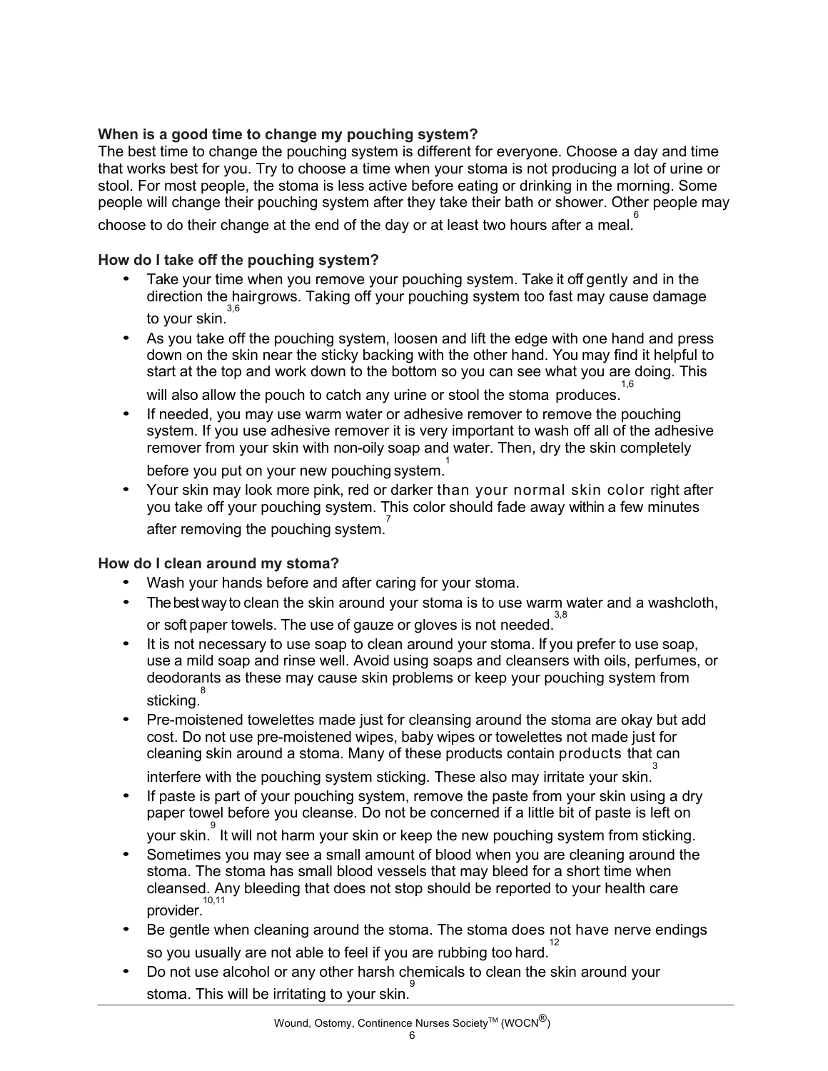### When is a good time to change my pouching system?

The best time to change the pouching system is different for everyone. Choose a day and time that works best for you. Try to choose a time when your stoma is not producing a lot of urine or stool. For most people, the stoma is less active before eating or drinking in the morning. Some people will change their pouching system after they take their bath or shower. Other people may choose to do their change at the end of the day or at least two hours after a meal.[6]

### How do I take off the pouching system?

- Take your time when you remove your pouching system. Take it off gently and in the direction the hair grows. Taking off your pouching system too fast may cause damage to your skin.[3,6]
- As you take off the pouching system, loosen and lift the edge with one hand and press down on the skin near the sticky backing with the other hand. You may find it helpful to start at the top and work down to the bottom so you can see what you are doing. This will also allow the pouch to catch any urine or stool the stoma produces.[1,6]
- If needed, you may use warm water or adhesive remover to remove the pouching system. If you use adhesive remover it is very important to wash off all of the adhesive remover from your skin with non-oily soap and water. Then, dry the skin completely before you put on your new pouching system.[1]
- Your skin may look more pink, red or darker than your normal skin color right after you take off your pouching system. This color should fade away within a few minutes after removing the pouching system.[7]

### How do I clean around my stoma?

- Wash your hands before and after caring for your stoma.
- The best way to clean the skin around your stoma is to use warm water and a washcloth, or soft paper towels. The use of gauze or gloves is not needed.[3,8]
- It is not necessary to use soap to clean around your stoma. If you prefer to use soap, use a mild soap and rinse well. Avoid using soaps and cleansers with oils, perfumes, or deodorants as these may cause skin problems or keep your pouching system from sticking.[8]
- Pre-moistened towelettes made just for cleansing around the stoma are okay but add cost. Do not use pre-moistened wipes, baby wipes or towelettes not made just for cleaning skin around a stoma. Many of these products contain products that can interfere with the pouching system sticking. These also may irritate your skin.[3]
- If paste is part of your pouching system, remove the paste from your skin using a dry paper towel before you cleanse. Do not be concerned if a little bit of paste is left on your skin.[9] It will not harm your skin or keep the new pouching system from sticking.
- Sometimes you may see a small amount of blood when you are cleaning around the stoma. The stoma has small blood vessels that may bleed for a short time when cleansed. Any bleeding that does not stop should be reported to your health care provider.[10,11]
- Be gentle when cleaning around the stoma. The stoma does not have nerve endings so you usually are not able to feel if you are rubbing too hard.[12]
- Do not use alcohol or any other harsh chemicals to clean the skin around your stoma. This will be irritating to your skin.[9]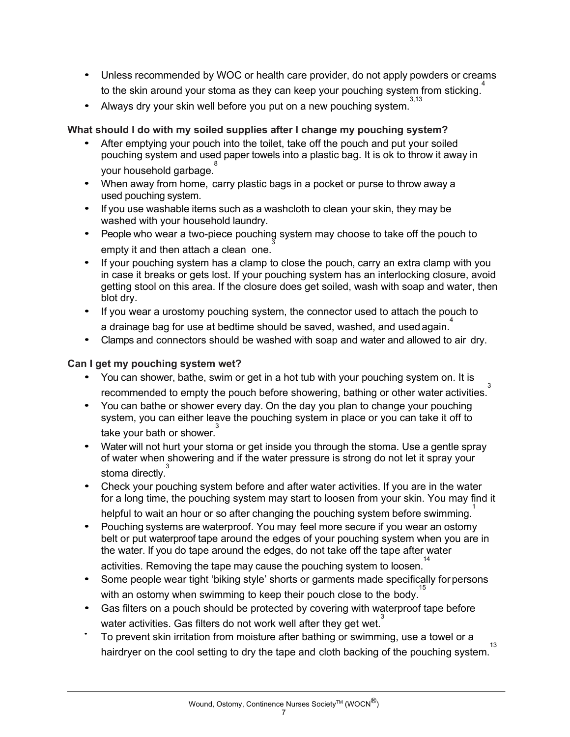- Unless recommended by WOC or health care provider, do not apply powders or creams to the skin around your stoma as they can keep your pouching system from sticking.[4]
- Always dry your skin well before you put on a new pouching system.[3,13]

**What should I do with my soiled supplies after I change my pouching system?**

- After emptying your pouch into the toilet, take off the pouch and put your soiled pouching system and used paper towels into a plastic bag. It is ok to throw it away in your household garbage.[8]
- When away from home, carry plastic bags in a pocket or purse to throw away a used pouching system.
- If you use washable items such as a washcloth to clean your skin, they may be washed with your household laundry.
- People who wear a two-piece pouching system may choose to take off the pouch to empty it and then attach a clean one.[3]
- If your pouching system has a clamp to close the pouch, carry an extra clamp with you in case it breaks or gets lost. If your pouching system has an interlocking closure, avoid getting stool on this area. If the closure does get soiled, wash with soap and water, then blot dry.
- If you wear a urostomy pouching system, the connector used to attach the pouch to a drainage bag for use at bedtime should be saved, washed, and used again.[4]
- Clamps and connectors should be washed with soap and water and allowed to air dry.

**Can I get my pouching system wet?**

- You can shower, bathe, swim or get in a hot tub with your pouching system on. It is recommended to empty the pouch before showering, bathing or other water activities.[3]
- You can bathe or shower every day. On the day you plan to change your pouching system, you can either leave the pouching system in place or you can take it off to take your bath or shower.[3]
- Water will not hurt your stoma or get inside you through the stoma. Use a gentle spray of water when showering and if the water pressure is strong do not let it spray your stoma directly.[3]
- Check your pouching system before and after water activities. If you are in the water for a long time, the pouching system may start to loosen from your skin. You may find it helpful to wait an hour or so after changing the pouching system before swimming.[1]
- Pouching systems are waterproof. You may feel more secure if you wear an ostomy belt or put waterproof tape around the edges of your pouching system when you are in the water. If you do tape around the edges, do not take off the tape after water activities. Removing the tape may cause the pouching system to loosen.[14]
- Some people wear tight 'biking style' shorts or garments made specifically for persons with an ostomy when swimming to keep their pouch close to the body.[15]
- Gas filters on a pouch should be protected by covering with waterproof tape before water activities. Gas filters do not work well after they get wet.[3]
- To prevent skin irritation from moisture after bathing or swimming, use a towel or a hairdryer on the cool setting to dry the tape and cloth backing of the pouching system.[13]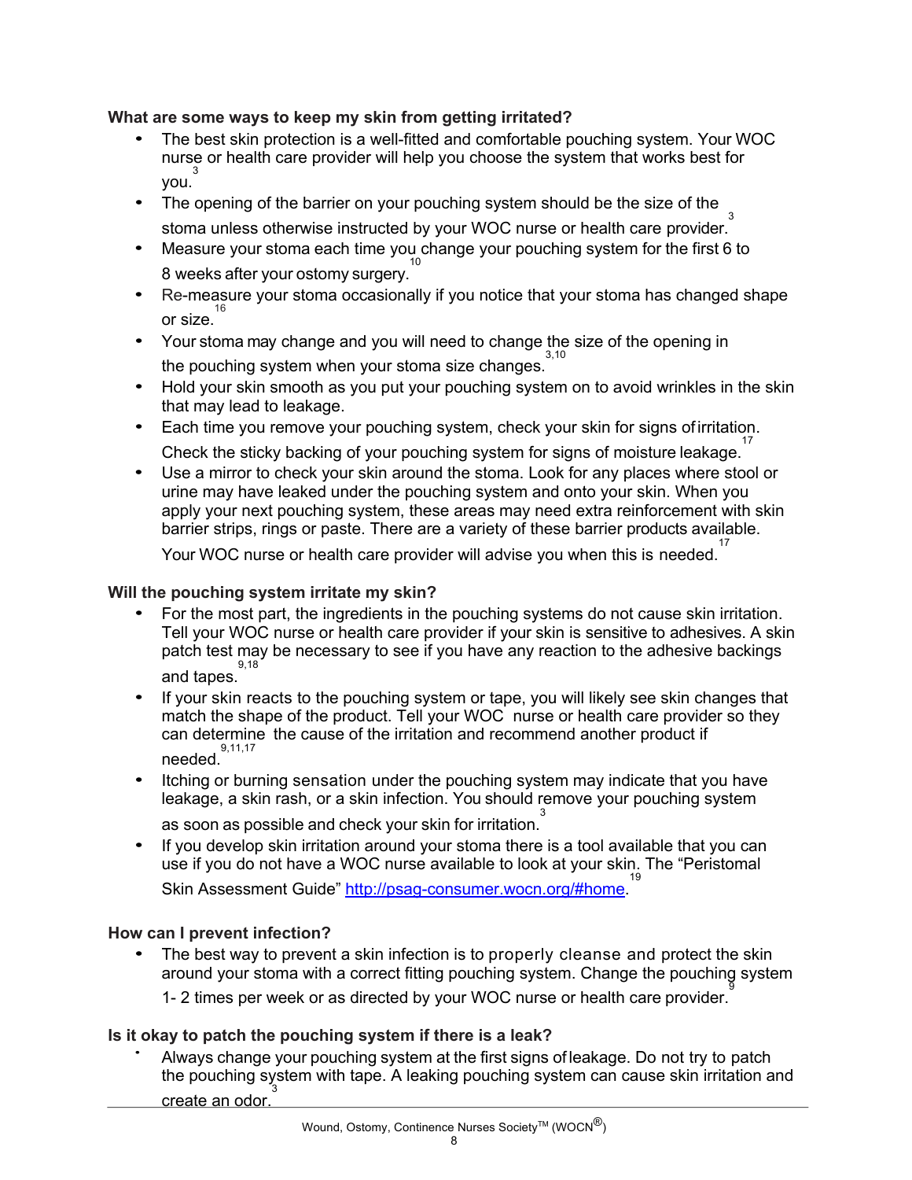**What are some ways to keep my skin from getting irritated?**

- The best skin protection is a well-fitted and comfortable pouching system. Your WOC nurse or health care provider will help you choose the system that works best for you.[3]
- The opening of the barrier on your pouching system should be the size of the stoma unless otherwise instructed by your WOC nurse or health care provider.[3]
- Measure your stoma each time you change your pouching system for the first 6 to 8 weeks after your ostomy surgery.[10]
- Re-measure your stoma occasionally if you notice that your stoma has changed shape or size.[16]
- Your stoma may change and you will need to change the size of the opening in the pouching system when your stoma size changes.[3,10]
- Hold your skin smooth as you put your pouching system on to avoid wrinkles in the skin that may lead to leakage.
- Each time you remove your pouching system, check your skin for signs of irritation. Check the sticky backing of your pouching system for signs of moisture leakage.[17]
- Use a mirror to check your skin around the stoma. Look for any places where stool or urine may have leaked under the pouching system and onto your skin. When you apply your next pouching system, these areas may need extra reinforcement with skin barrier strips, rings or paste. There are a variety of these barrier products available. Your WOC nurse or health care provider will advise you when this is needed.[17]

**Will the pouching system irritate my skin?**

- For the most part, the ingredients in the pouching systems do not cause skin irritation. Tell your WOC nurse or health care provider if your skin is sensitive to adhesives. A skin patch test may be necessary to see if you have any reaction to the adhesive backings and tapes.[9,18]
- If your skin reacts to the pouching system or tape, you will likely see skin changes that match the shape of the product. Tell your WOC nurse or health care provider so they can determine the cause of the irritation and recommend another product if needed.[9,11,17]
- Itching or burning sensation under the pouching system may indicate that you have leakage, a skin rash, or a skin infection. You should remove your pouching system as soon as possible and check your skin for irritation.[3]
- If you develop skin irritation around your stoma there is a tool available that you can use if you do not have a WOC nurse available to look at your skin. The "Peristomal Skin Assessment Guide" http://psag-consumer.wocn.org/#home.[19]

**How can I prevent infection?**

- The best way to prevent a skin infection is to properly cleanse and protect the skin around your stoma with a correct fitting pouching system. Change the pouching system 1- 2 times per week or as directed by your WOC nurse or health care provider.[9]

**Is it okay to patch the pouching system if there is a leak?**

- Always change your pouching system at the first signs of leakage. Do not try to patch the pouching system with tape. A leaking pouching system can cause skin irritation and create an odor.[3]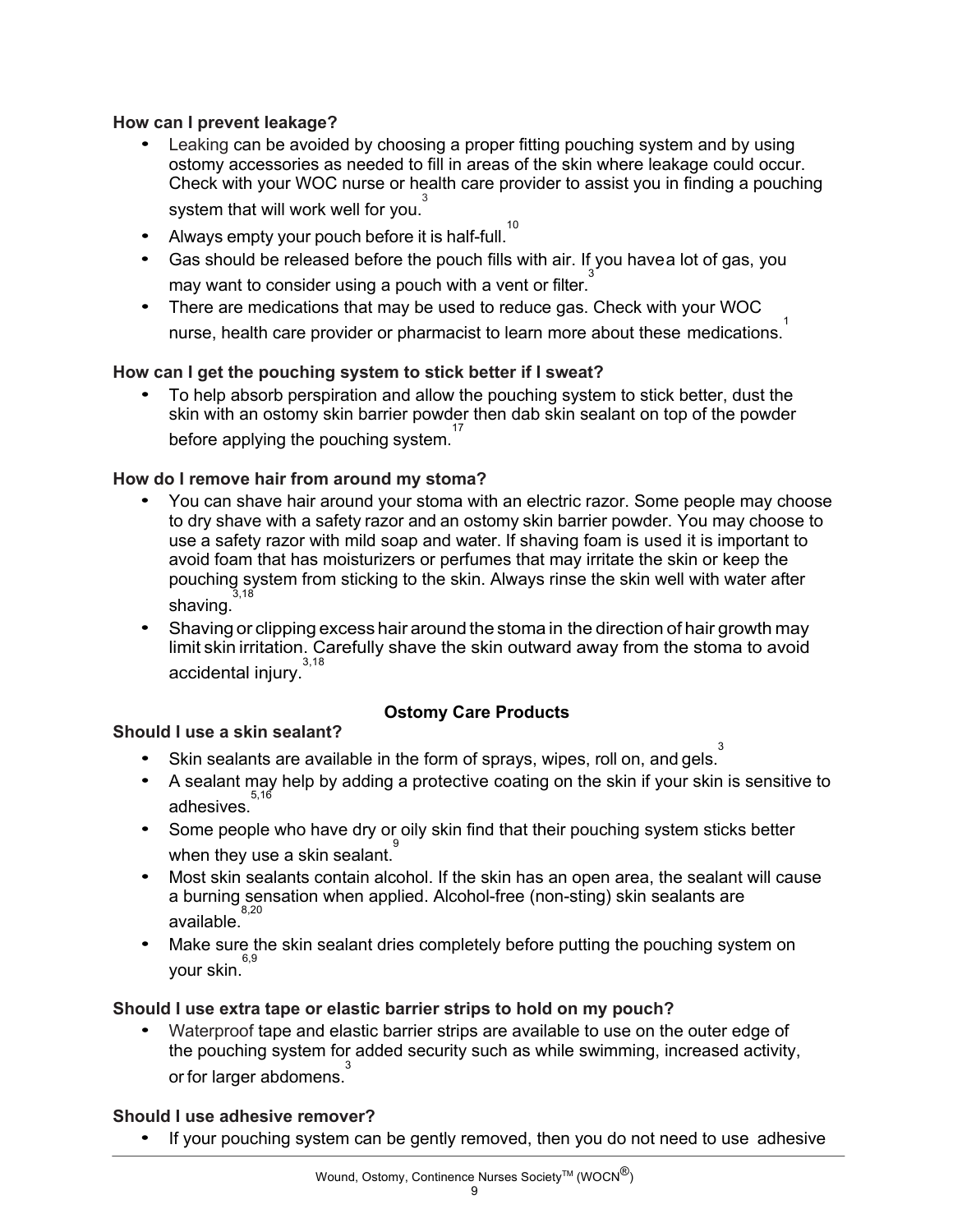**How can I prevent leakage?**

- Leaking can be avoided by choosing a proper fitting pouching system and by using ostomy accessories as needed to fill in areas of the skin where leakage could occur. Check with your WOC nurse or health care provider to assist you in finding a pouching system that will work well for you.[3]
- Always empty your pouch before it is half-full.[10]
- Gas should be released before the pouch fills with air. If you havea lot of gas, you may want to consider using a pouch with a vent or filter.[3]
- There are medications that may be used to reduce gas. Check with your WOC nurse, health care provider or pharmacist to learn more about these medications.[1]

**How can I get the pouching system to stick better if I sweat?**

- To help absorb perspiration and allow the pouching system to stick better, dust the skin with an ostomy skin barrier powder then dab skin sealant on top of the powder before applying the pouching system.[17]

**How do I remove hair from around my stoma?**

- You can shave hair around your stoma with an electric razor. Some people may choose to dry shave with a safety razor and an ostomy skin barrier powder. You may choose to use a safety razor with mild soap and water. If shaving foam is used it is important to avoid foam that has moisturizers or perfumes that may irritate the skin or keep the pouching system from sticking to the skin. Always rinse the skin well with water after shaving.[3,18]
- Shaving or clipping excess hair around the stoma in the direction of hair growth may limit skin irritation. Carefully shave the skin outward away from the stoma to avoid accidental injury.[3,18]

## Ostomy Care Products

**Should I use a skin sealant?**

- Skin sealants are available in the form of sprays, wipes, roll on, and gels.[3]
- A sealant may help by adding a protective coating on the skin if your skin is sensitive to adhesives.[5,16]
- Some people who have dry or oily skin find that their pouching system sticks better when they use a skin sealant.[9]
- Most skin sealants contain alcohol. If the skin has an open area, the sealant will cause a burning sensation when applied. Alcohol-free (non-sting) skin sealants are available.[8,20]
- Make sure the skin sealant dries completely before putting the pouching system on your skin.[6,9]

**Should I use extra tape or elastic barrier strips to hold on my pouch?**

- Waterproof tape and elastic barrier strips are available to use on the outer edge of the pouching system for added security such as while swimming, increased activity, or for larger abdomens.[3]

**Should I use adhesive remover?**

- If your pouching system can be gently removed, then you do not need to use adhesive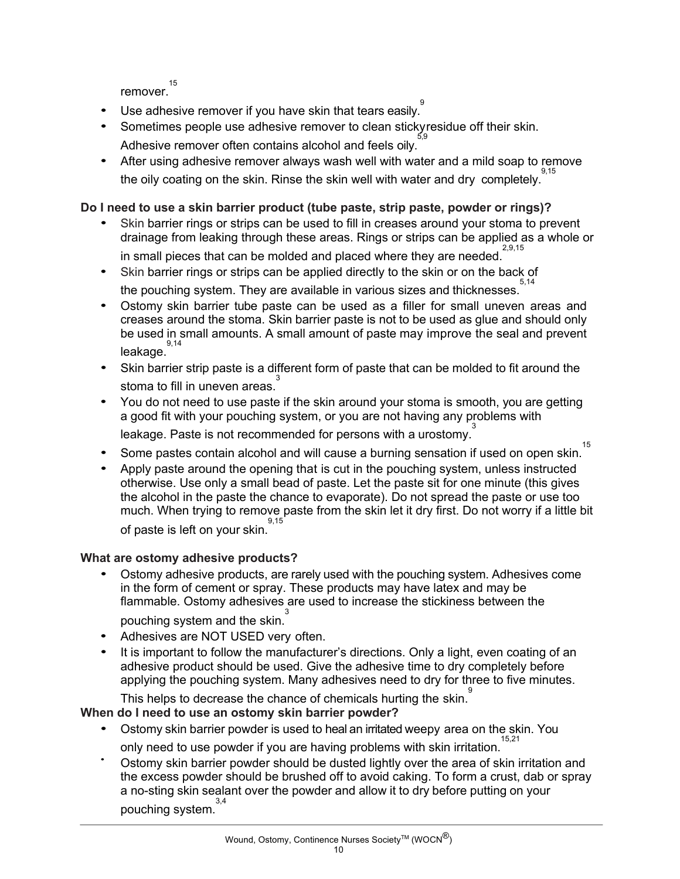remover.[15]

- Use adhesive remover if you have skin that tears easily.[9]
- Sometimes people use adhesive remover to clean sticky residue off their skin. Adhesive remover often contains alcohol and feels oily.[5,9]
- After using adhesive remover always wash well with water and a mild soap to remove the oily coating on the skin. Rinse the skin well with water and dry completely.[9,15]

**Do I need to use a skin barrier product (tube paste, strip paste, powder or rings)?**

- Skin barrier rings or strips can be used to fill in creases around your stoma to prevent drainage from leaking through these areas. Rings or strips can be applied as a whole or in small pieces that can be molded and placed where they are needed.[2,9,15]
- Skin barrier rings or strips can be applied directly to the skin or on the back of the pouching system. They are available in various sizes and thicknesses.[5,14]
- Ostomy skin barrier tube paste can be used as a filler for small uneven areas and creases around the stoma. Skin barrier paste is not to be used as glue and should only be used in small amounts. A small amount of paste may improve the seal and prevent leakage.[9,14]
- Skin barrier strip paste is a different form of paste that can be molded to fit around the stoma to fill in uneven areas.[3]
- You do not need to use paste if the skin around your stoma is smooth, you are getting a good fit with your pouching system, or you are not having any problems with leakage. Paste is not recommended for persons with a urostomy.[3]
- Some pastes contain alcohol and will cause a burning sensation if used on open skin.[15]
- Apply paste around the opening that is cut in the pouching system, unless instructed otherwise. Use only a small bead of paste. Let the paste sit for one minute (this gives the alcohol in the paste the chance to evaporate). Do not spread the paste or use too much. When trying to remove paste from the skin let it dry first. Do not worry if a little bit of paste is left on your skin.[9,15]

**What are ostomy adhesive products?**

- Ostomy adhesive products, are rarely used with the pouching system. Adhesives come in the form of cement or spray. These products may have latex and may be flammable. Ostomy adhesives are used to increase the stickiness between the pouching system and the skin.[3]
- Adhesives are NOT USED very often.
- It is important to follow the manufacturer's directions. Only a light, even coating of an adhesive product should be used. Give the adhesive time to dry completely before applying the pouching system. Many adhesives need to dry for three to five minutes. This helps to decrease the chance of chemicals hurting the skin.[9]

**When do I need to use an ostomy skin barrier powder?**

- Ostomy skin barrier powder is used to heal an irritated weepy area on the skin. You only need to use powder if you are having problems with skin irritation.[15,21]
- Ostomy skin barrier powder should be dusted lightly over the area of skin irritation and the excess powder should be brushed off to avoid caking. To form a crust, dab or spray a no-sting skin sealant over the powder and allow it to dry before putting on your pouching system.[3,4]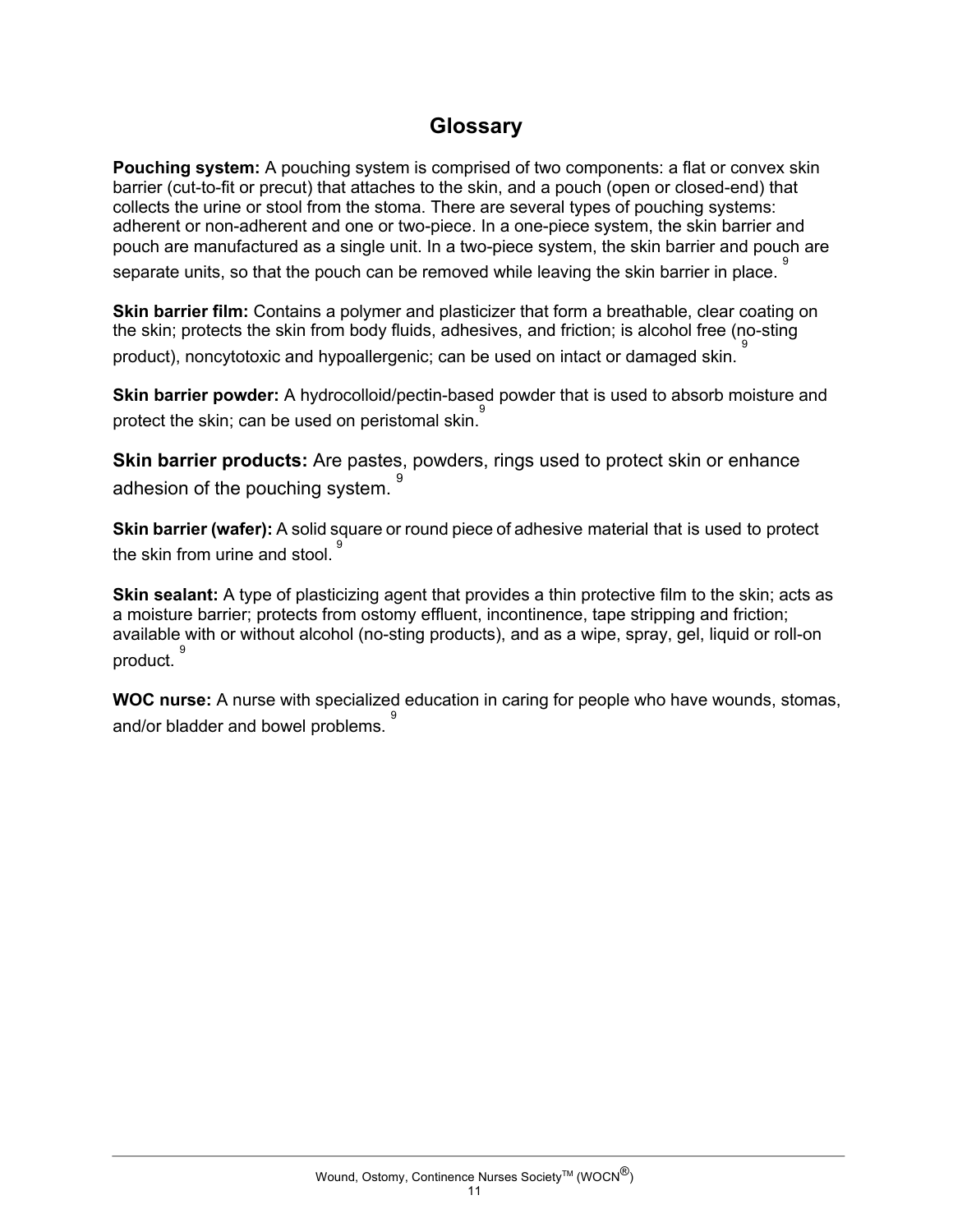## Glossary

**Pouching system:** A pouching system is comprised of two components: a flat or convex skin barrier (cut-to-fit or precut) that attaches to the skin, and a pouch (open or closed-end) that collects the urine or stool from the stoma. There are several types of pouching systems: adherent or non-adherent and one or two-piece. In a one-piece system, the skin barrier and pouch are manufactured as a single unit. In a two-piece system, the skin barrier and pouch are separate units, so that the pouch can be removed while leaving the skin barrier in place. [9]

**Skin barrier film:** Contains a polymer and plasticizer that form a breathable, clear coating on the skin; protects the skin from body fluids, adhesives, and friction; is alcohol free (no-sting product), noncytotoxic and hypoallergenic; can be used on intact or damaged skin. [9]

**Skin barrier powder:** A hydrocolloid/pectin-based powder that is used to absorb moisture and protect the skin; can be used on peristomal skin. [9]

**Skin barrier products:** Are pastes, powders, rings used to protect skin or enhance adhesion of the pouching system. [9]

**Skin barrier (wafer):** A solid square or round piece of adhesive material that is used to protect the skin from urine and stool. [9]

**Skin sealant:** A type of plasticizing agent that provides a thin protective film to the skin; acts as a moisture barrier; protects from ostomy effluent, incontinence, tape stripping and friction; available with or without alcohol (no-sting products), and as a wipe, spray, gel, liquid or roll-on product. [9]

**WOC nurse:** A nurse with specialized education in caring for people who have wounds, stomas, and/or bladder and bowel problems. [9]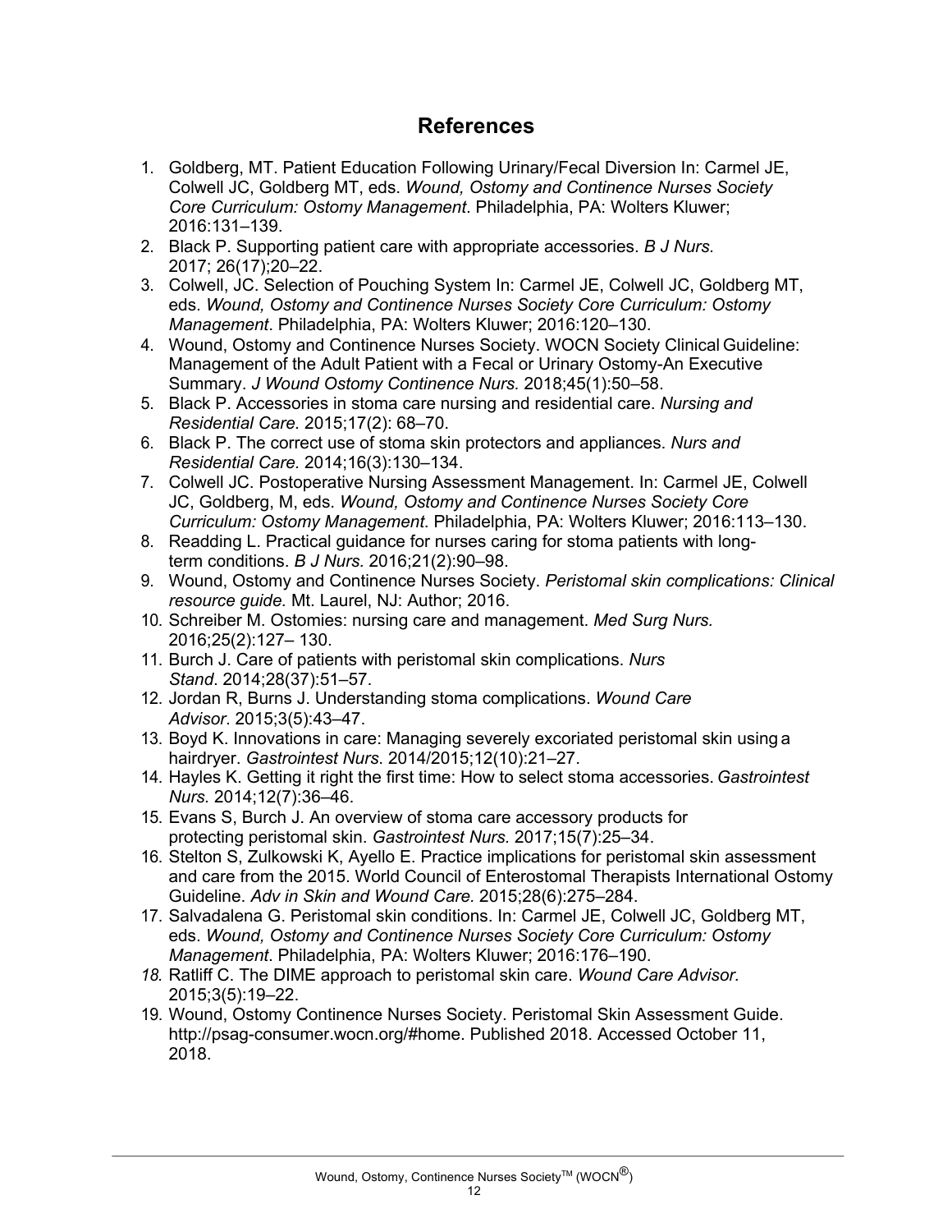## References

1. Goldberg, MT. Patient Education Following Urinary/Fecal Diversion In: Carmel JE, Colwell JC, Goldberg MT, eds. *Wound, Ostomy and Continence Nurses Society Core Curriculum: Ostomy Management*. Philadelphia, PA: Wolters Kluwer; 2016:131–139.
2. Black P. Supporting patient care with appropriate accessories. *B J Nurs.* 2017; 26(17);20–22.
3. Colwell, JC. Selection of Pouching System In: Carmel JE, Colwell JC, Goldberg MT, eds. *Wound, Ostomy and Continence Nurses Society Core Curriculum: Ostomy Management*. Philadelphia, PA: Wolters Kluwer; 2016:120–130.
4. Wound, Ostomy and Continence Nurses Society. WOCN Society Clinical Guideline: Management of the Adult Patient with a Fecal or Urinary Ostomy-An Executive Summary. *J Wound Ostomy Continence Nurs.* 2018;45(1):50–58.
5. Black P. Accessories in stoma care nursing and residential care. *Nursing and Residential Care.* 2015;17(2): 68–70.
6. Black P. The correct use of stoma skin protectors and appliances. *Nurs and Residential Care.* 2014;16(3):130–134.
7. Colwell JC. Postoperative Nursing Assessment Management. In: Carmel JE, Colwell JC, Goldberg, M, eds. *Wound, Ostomy and Continence Nurses Society Core Curriculum: Ostomy Management*. Philadelphia, PA: Wolters Kluwer; 2016:113–130.
8. Readding L. Practical guidance for nurses caring for stoma patients with long-term conditions. *B J Nurs.* 2016;21(2):90–98.
9. Wound, Ostomy and Continence Nurses Society. *Peristomal skin complications: Clinical resource guide.* Mt. Laurel, NJ: Author; 2016.
10. Schreiber M. Ostomies: nursing care and management. *Med Surg Nurs.* 2016;25(2):127– 130.
11. Burch J. Care of patients with peristomal skin complications. *Nurs Stand*. 2014;28(37):51–57.
12. Jordan R, Burns J. Understanding stoma complications. *Wound Care Advisor*. 2015;3(5):43–47.
13. Boyd K. Innovations in care: Managing severely excoriated peristomal skin using a hairdryer. *Gastrointest Nurs*. 2014/2015;12(10):21–27.
14. Hayles K. Getting it right the first time: How to select stoma accessories. *Gastrointest Nurs.* 2014;12(7):36–46.
15. Evans S, Burch J. An overview of stoma care accessory products for protecting peristomal skin. *Gastrointest Nurs.* 2017;15(7):25–34.
16. Stelton S, Zulkowski K, Ayello E. Practice implications for peristomal skin assessment and care from the 2015. World Council of Enterostomal Therapists International Ostomy Guideline. *Adv in Skin and Wound Care.* 2015;28(6):275–284.
17. Salvadalena G. Peristomal skin conditions. In: Carmel JE, Colwell JC, Goldberg MT, eds. *Wound, Ostomy and Continence Nurses Society Core Curriculum: Ostomy Management*. Philadelphia, PA: Wolters Kluwer; 2016:176–190.
18. Ratliff C. The DIME approach to peristomal skin care. *Wound Care Advisor.* 2015;3(5):19–22.
19. Wound, Ostomy Continence Nurses Society. Peristomal Skin Assessment Guide. http://psag-consumer.wocn.org/#home. Published 2018. Accessed October 11, 2018.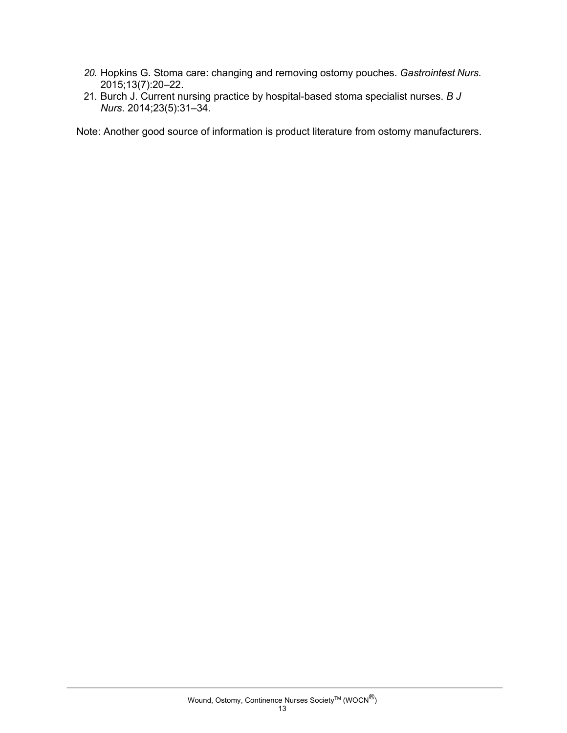20. Hopkins G. Stoma care: changing and removing ostomy pouches. *Gastrointest Nurs.* 2015;13(7):20–22.
21. Burch J. Current nursing practice by hospital-based stoma specialist nurses. *B J Nurs*. 2014;23(5):31–34.

Note: Another good source of information is product literature from ostomy manufacturers.